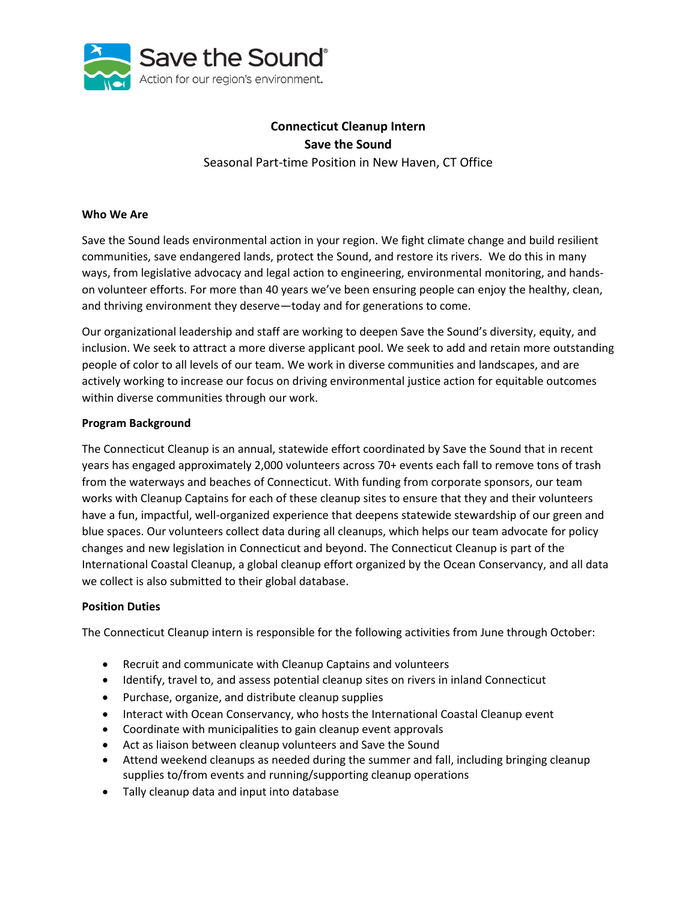Save the Sound
Action for our region's environment.

# Connecticut Cleanup Intern

## Save the Sound

Seasonal Part-time Position in New Haven, CT Office

### Who We Are

Save the Sound leads environmental action in your region. We fight climate change and build resilient communities, save endangered lands, protect the Sound, and restore its rivers. We do this in many ways, from legislative advocacy and legal action to engineering, environmental monitoring, and hands-on volunteer efforts. For more than 40 years we've been ensuring people can enjoy the healthy, clean, and thriving environment they deserve—today and for generations to come.

Our organizational leadership and staff are working to deepen Save the Sound's diversity, equity, and inclusion. We seek to attract a more diverse applicant pool. We seek to add and retain more outstanding people of color to all levels of our team. We work in diverse communities and landscapes, and are actively working to increase our focus on driving environmental justice action for equitable outcomes within diverse communities through our work.

### Program Background

The Connecticut Cleanup is an annual, statewide effort coordinated by Save the Sound that in recent years has engaged approximately 2,000 volunteers across 70+ events each fall to remove tons of trash from the waterways and beaches of Connecticut. With funding from corporate sponsors, our team works with Cleanup Captains for each of these cleanup sites to ensure that they and their volunteers have a fun, impactful, well-organized experience that deepens statewide stewardship of our green and blue spaces. Our volunteers collect data during all cleanups, which helps our team advocate for policy changes and new legislation in Connecticut and beyond. The Connecticut Cleanup is part of the International Coastal Cleanup, a global cleanup effort organized by the Ocean Conservancy, and all data we collect is also submitted to their global database.

### Position Duties

The Connecticut Cleanup intern is responsible for the following activities from June through October:

- Recruit and communicate with Cleanup Captains and volunteers
- Identify, travel to, and assess potential cleanup sites on rivers in inland Connecticut
- Purchase, organize, and distribute cleanup supplies
- Interact with Ocean Conservancy, who hosts the International Coastal Cleanup event
- Coordinate with municipalities to gain cleanup event approvals
- Act as liaison between cleanup volunteers and Save the Sound
- Attend weekend cleanups as needed during the summer and fall, including bringing cleanup supplies to/from events and running/supporting cleanup operations
- Tally cleanup data and input into database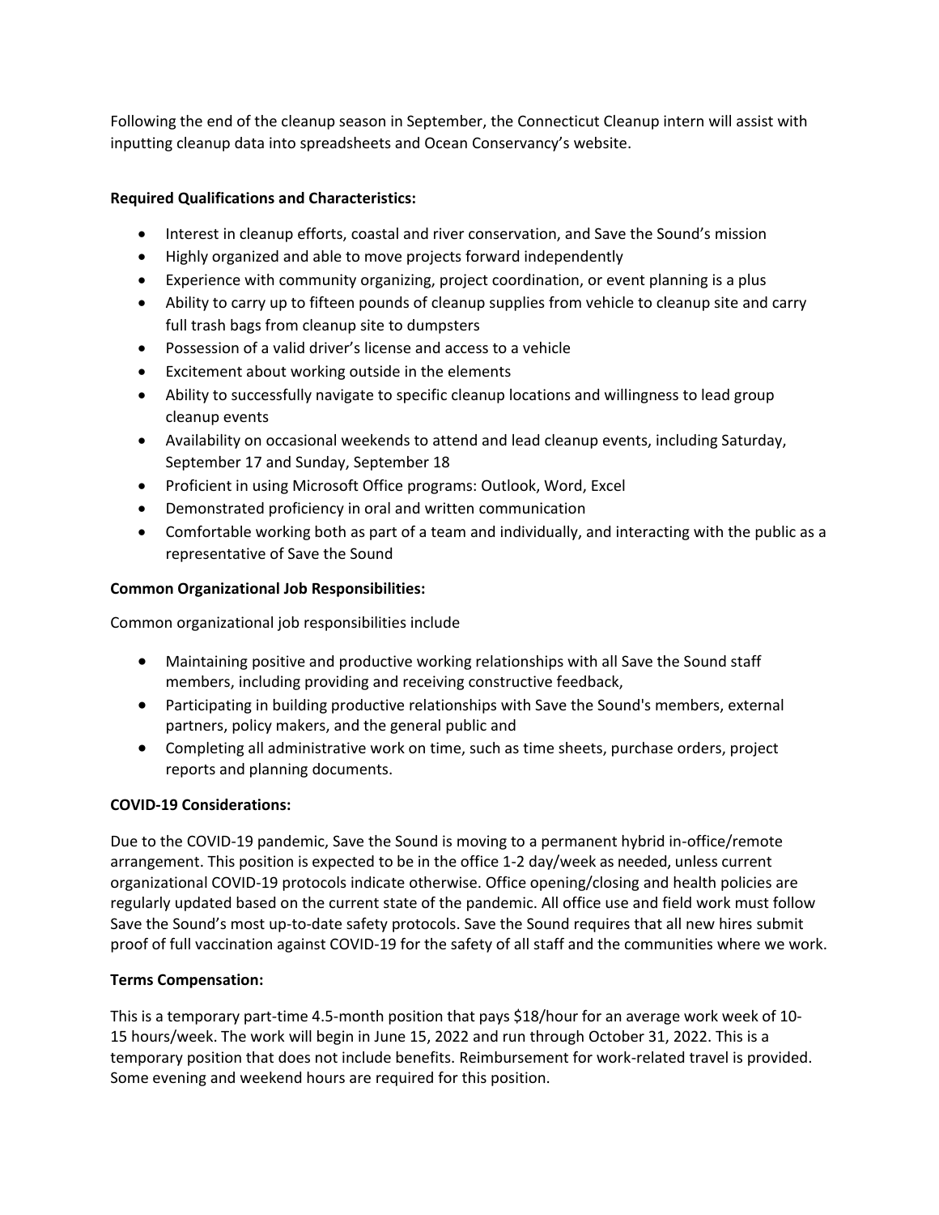Following the end of the cleanup season in September, the Connecticut Cleanup intern will assist with inputting cleanup data into spreadsheets and Ocean Conservancy's website.

**Required Qualifications and Characteristics:**

- Interest in cleanup efforts, coastal and river conservation, and Save the Sound's mission
- Highly organized and able to move projects forward independently
- Experience with community organizing, project coordination, or event planning is a plus
- Ability to carry up to fifteen pounds of cleanup supplies from vehicle to cleanup site and carry full trash bags from cleanup site to dumpsters
- Possession of a valid driver's license and access to a vehicle
- Excitement about working outside in the elements
- Ability to successfully navigate to specific cleanup locations and willingness to lead group cleanup events
- Availability on occasional weekends to attend and lead cleanup events, including Saturday, September 17 and Sunday, September 18
- Proficient in using Microsoft Office programs: Outlook, Word, Excel
- Demonstrated proficiency in oral and written communication
- Comfortable working both as part of a team and individually, and interacting with the public as a representative of Save the Sound

**Common Organizational Job Responsibilities:**

Common organizational job responsibilities include

- Maintaining positive and productive working relationships with all Save the Sound staff members, including providing and receiving constructive feedback,
- Participating in building productive relationships with Save the Sound's members, external partners, policy makers, and the general public and
- Completing all administrative work on time, such as time sheets, purchase orders, project reports and planning documents.

**COVID-19 Considerations:**

Due to the COVID-19 pandemic, Save the Sound is moving to a permanent hybrid in-office/remote arrangement. This position is expected to be in the office 1-2 day/week as needed, unless current organizational COVID-19 protocols indicate otherwise. Office opening/closing and health policies are regularly updated based on the current state of the pandemic. All office use and field work must follow Save the Sound's most up-to-date safety protocols. Save the Sound requires that all new hires submit proof of full vaccination against COVID-19 for the safety of all staff and the communities where we work.

**Terms Compensation:**

This is a temporary part-time 4.5-month position that pays $18/hour for an average work week of 10-15 hours/week. The work will begin in June 15, 2022 and run through October 31, 2022. This is a temporary position that does not include benefits. Reimbursement for work-related travel is provided. Some evening and weekend hours are required for this position.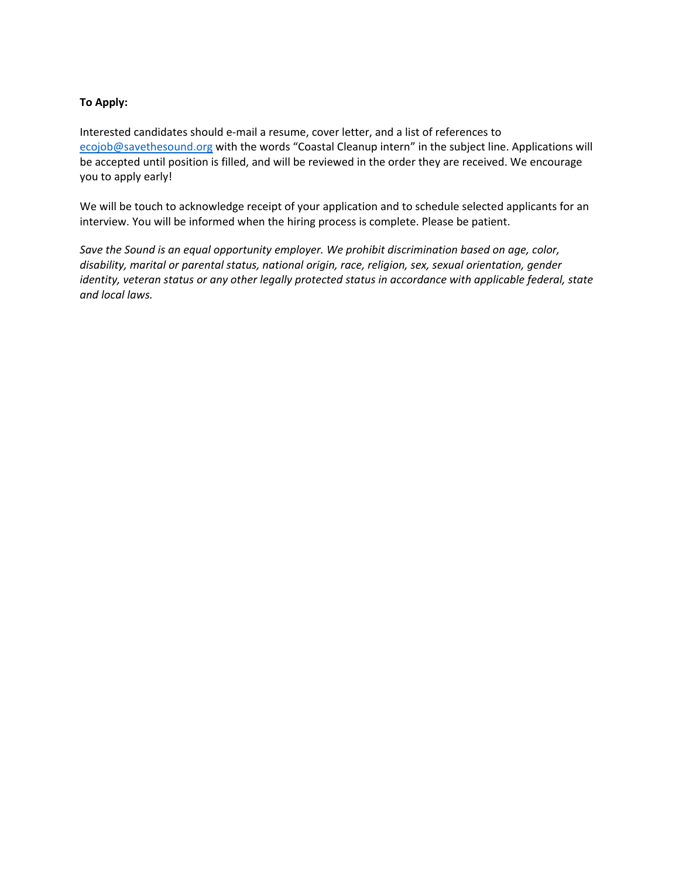**To Apply:**

Interested candidates should e-mail a resume, cover letter, and a list of references to [ecojob@savethesound.org](mailto:ecojob@savethesound.org) with the words "Coastal Cleanup intern" in the subject line. Applications will be accepted until position is filled, and will be reviewed in the order they are received. We encourage you to apply early!

We will be touch to acknowledge receipt of your application and to schedule selected applicants for an interview. You will be informed when the hiring process is complete. Please be patient.

*Save the Sound is an equal opportunity employer. We prohibit discrimination based on age, color, disability, marital or parental status, national origin, race, religion, sex, sexual orientation, gender identity, veteran status or any other legally protected status in accordance with applicable federal, state and local laws.*